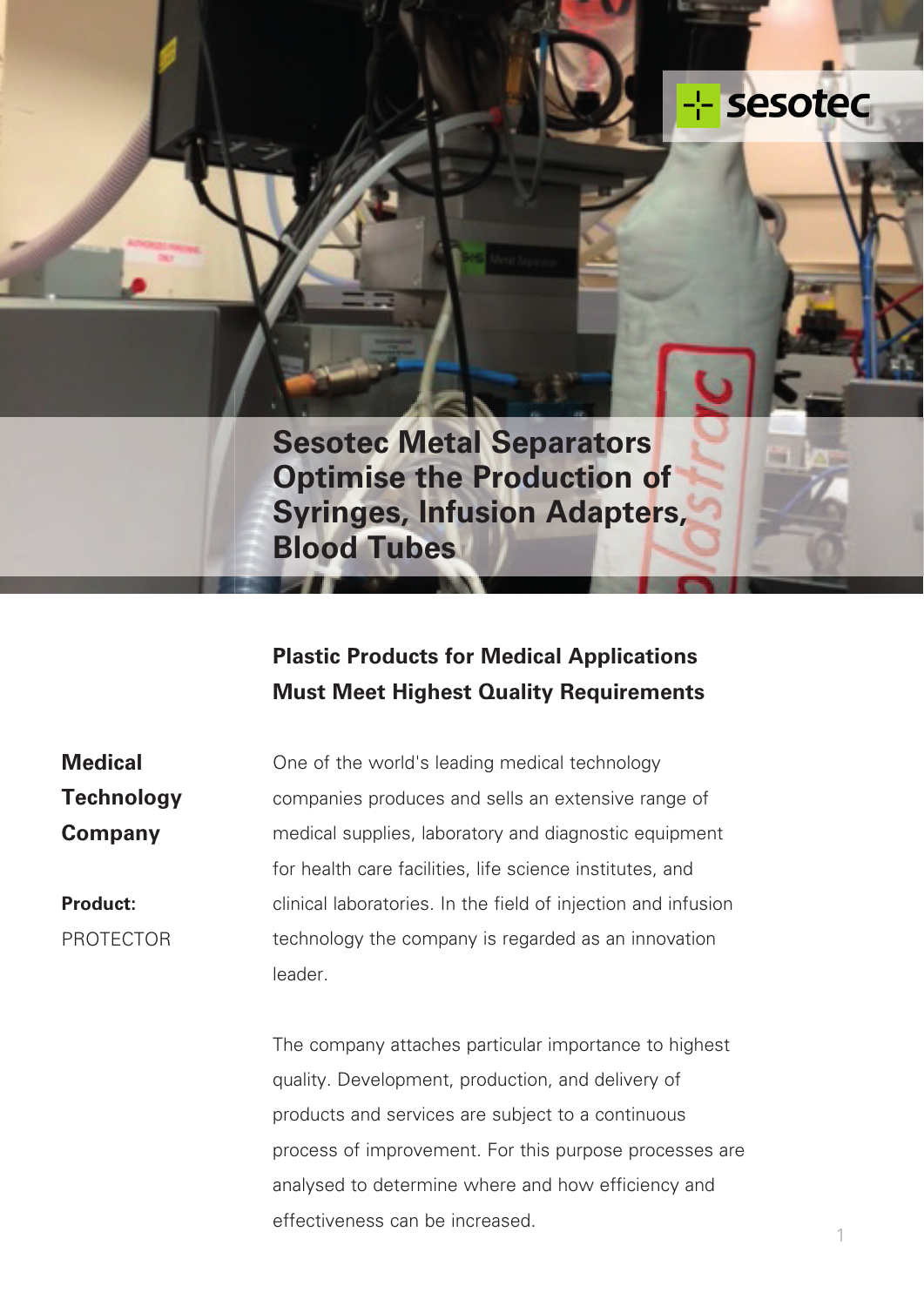# Sesotec Metal Separators Optimise the Production of Syringes, Infusion Adapters, Blood Tubes

## Plastic Products for Medical Applications Must Meet Highest Quality Requirements

**Medical Technology Company**

**Product:**
PROTECTOR

One of the world's leading medical technology companies produces and sells an extensive range of medical supplies, laboratory and diagnostic equipment for health care facilities, life science institutes, and clinical laboratories. In the field of injection and infusion technology the company is regarded as an innovation leader.

The company attaches particular importance to highest quality. Development, production, and delivery of products and services are subject to a continuous process of improvement. For this purpose processes are analysed to determine where and how efficiency and effectiveness can be increased.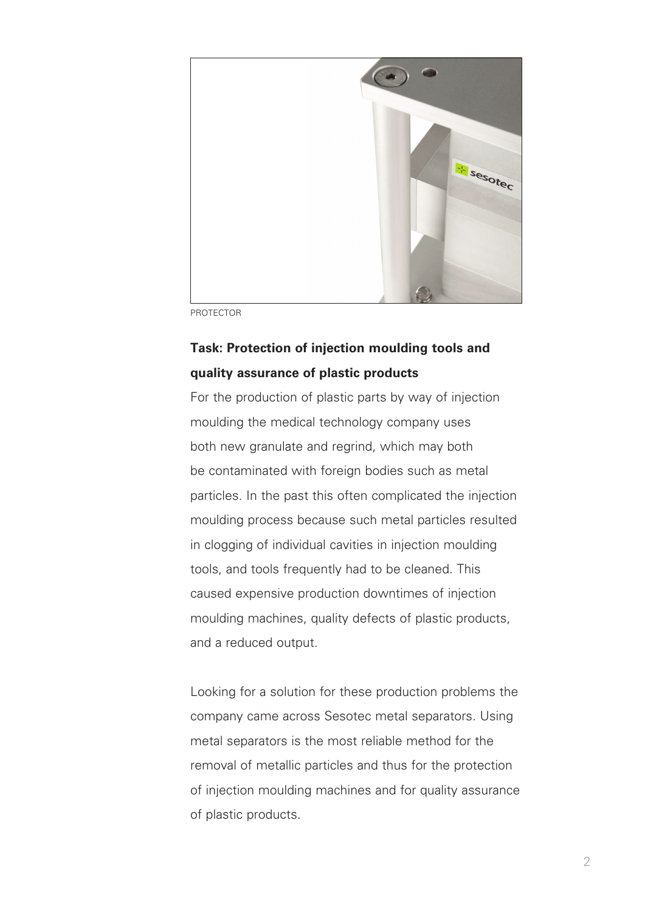PROTECTOR

**Task: Protection of injection moulding tools and quality assurance of plastic products**

For the production of plastic parts by way of injection moulding the medical technology company uses both new granulate and regrind, which may both be contaminated with foreign bodies such as metal particles. In the past this often complicated the injection moulding process because such metal particles resulted in clogging of individual cavities in injection moulding tools, and tools frequently had to be cleaned. This caused expensive production downtimes of injection moulding machines, quality defects of plastic products, and a reduced output.

Looking for a solution for these production problems the company came across Sesotec metal separators. Using metal separators is the most reliable method for the removal of metallic particles and thus for the protection of injection moulding machines and for quality assurance of plastic products.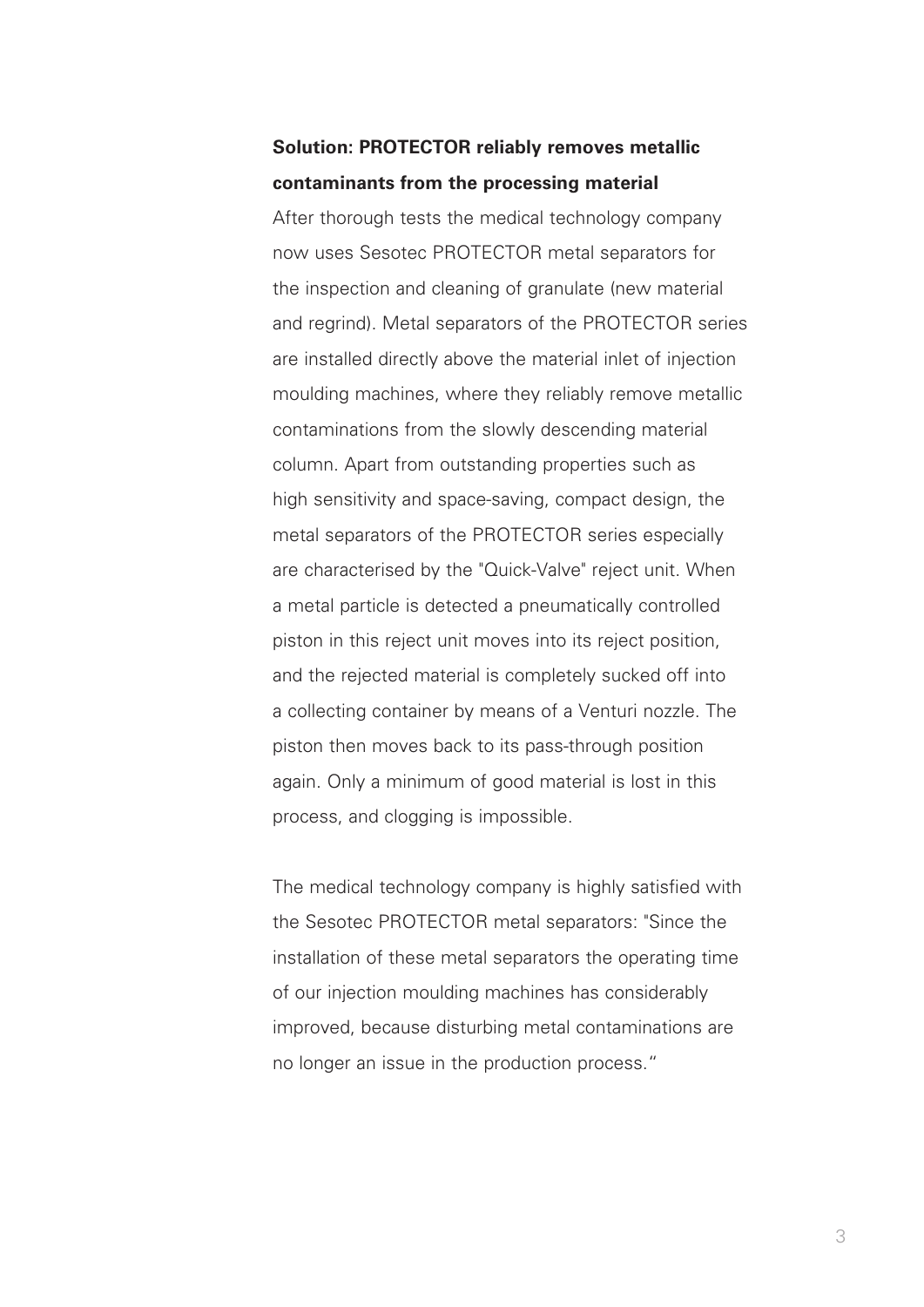**Solution: PROTECTOR reliably removes metallic contaminants from the processing material**

After thorough tests the medical technology company now uses Sesotec PROTECTOR metal separators for the inspection and cleaning of granulate (new material and regrind). Metal separators of the PROTECTOR series are installed directly above the material inlet of injection moulding machines, where they reliably remove metallic contaminations from the slowly descending material column. Apart from outstanding properties such as high sensitivity and space-saving, compact design, the metal separators of the PROTECTOR series especially are characterised by the "Quick-Valve" reject unit. When a metal particle is detected a pneumatically controlled piston in this reject unit moves into its reject position, and the rejected material is completely sucked off into a collecting container by means of a Venturi nozzle. The piston then moves back to its pass-through position again. Only a minimum of good material is lost in this process, and clogging is impossible.

The medical technology company is highly satisfied with the Sesotec PROTECTOR metal separators: "Since the installation of these metal separators the operating time of our injection moulding machines has considerably improved, because disturbing metal contaminations are no longer an issue in the production process."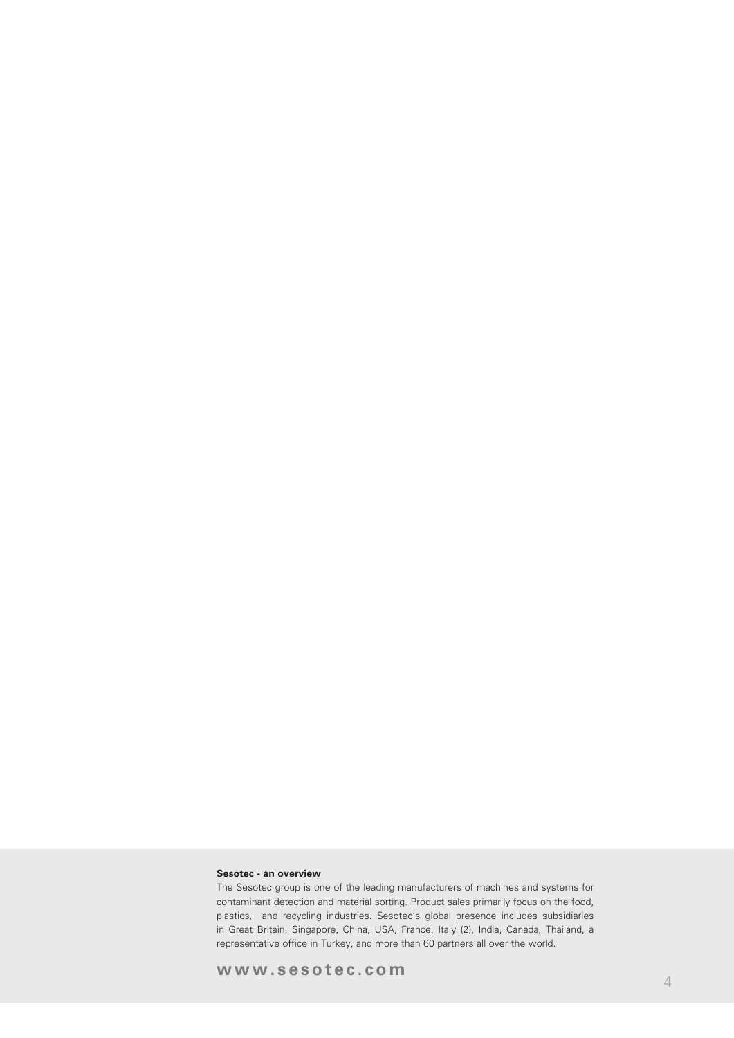**Sesotec - an overview**

The Sesotec group is one of the leading manufacturers of machines and systems for contaminant detection and material sorting. Product sales primarily focus on the food, plastics, and recycling industries. Sesotec's global presence includes subsidiaries in Great Britain, Singapore, China, USA, France, Italy (2), India, Canada, Thailand, a representative office in Turkey, and more than 60 partners all over the world.

**www.sesotec.com**